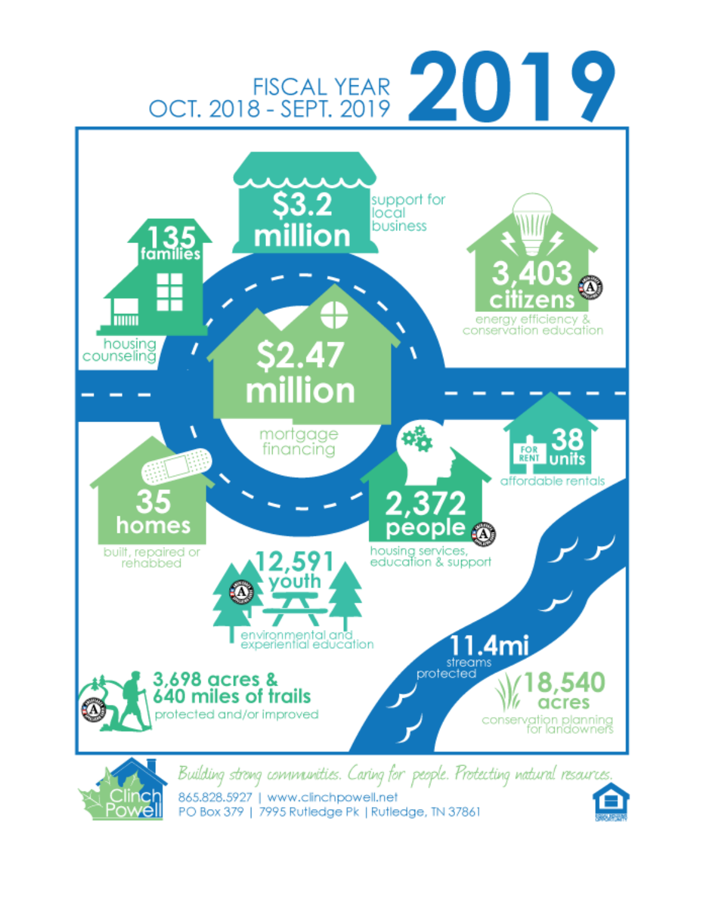# FISCAL YEAR 2019
## OCT. 2018 - SEPT. 2019

**$3.2 million** support for local business

**135 families** housing counseling

**3,403 citizens** energy efficiency & conservation education

**$2.47 million** mortgage financing

**38 units** affordable rentals

**35 homes** built, repaired or rehabbed

**2,372 people** housing services, education & support

**12,591 youth** environmental and experiential education

**11.4mi** streams protected

**3,698 acres & 640 miles of trails** protected and/or improved

**18,540 acres** conservation planning for landowners

Clinch Powell

*Building strong communities. Caring for people. Protecting natural resources.*

865.828.5927 | www.clinchpowell.net
PO Box 379 | 7995 Rutledge Pk | Rutledge, TN 37861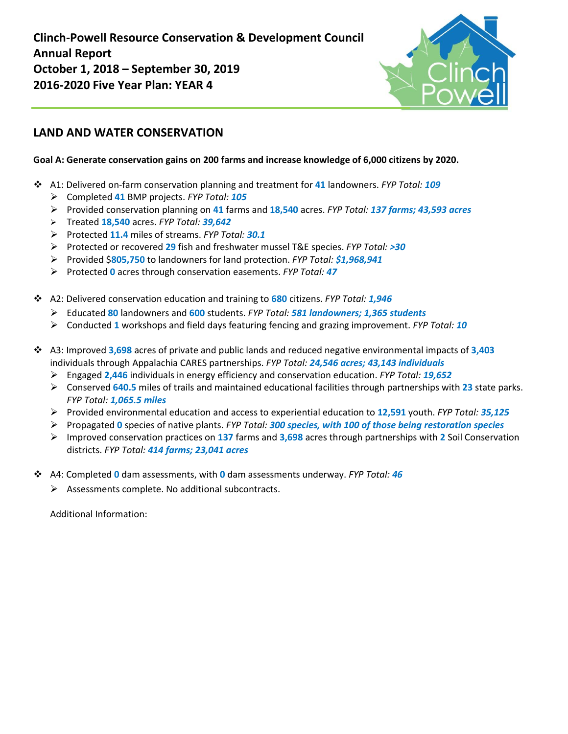**Clinch-Powell Resource Conservation & Development Council**
**Annual Report**
**October 1, 2018 – September 30, 2019**
**2016-2020 Five Year Plan: YEAR 4**

## LAND AND WATER CONSERVATION

**Goal A: Generate conservation gains on 200 farms and increase knowledge of 6,000 citizens by 2020.**

- A1: Delivered on-farm conservation planning and treatment for **41** landowners. *FYP Total: **109***
  - Completed **41** BMP projects. *FYP Total: **105***
  - Provided conservation planning on **41** farms and **18,540** acres. *FYP Total: **137 farms; 43,593 acres***
  - Treated **18,540** acres. *FYP Total: **39,642***
  - Protected **11.4** miles of streams. *FYP Total: **30.1***
  - Protected or recovered **29** fish and freshwater mussel T&E species. *FYP Total: **>30***
  - Provided $**805,750** to landowners for land protection. *FYP Total: **$1,968,941***
  - Protected **0** acres through conservation easements. *FYP Total: **47***

- A2: Delivered conservation education and training to **680** citizens. *FYP Total: **1,946***
  - Educated **80** landowners and **600** students. *FYP Total: **581 landowners; 1,365 students***
  - Conducted **1** workshops and field days featuring fencing and grazing improvement. *FYP Total: **10***

- A3: Improved **3,698** acres of private and public lands and reduced negative environmental impacts of **3,403** individuals through Appalachia CARES partnerships. *FYP Total: **24,546 acres; 43,143 individuals***
  - Engaged **2,446** individuals in energy efficiency and conservation education. *FYP Total: **19,652***
  - Conserved **640.5** miles of trails and maintained educational facilities through partnerships with **23** state parks. *FYP Total: **1,065.5 miles***
  - Provided environmental education and access to experiential education to **12,591** youth. *FYP Total: **35,125***
  - Propagated **0** species of native plants. *FYP Total: **300 species, with 100 of those being restoration species***
  - Improved conservation practices on **137** farms and **3,698** acres through partnerships with **2** Soil Conservation districts. *FYP Total: **414 farms; 23,041 acres***

- A4: Completed **0** dam assessments, with **0** dam assessments underway. *FYP Total: **46***
  - Assessments complete. No additional subcontracts.

Additional Information: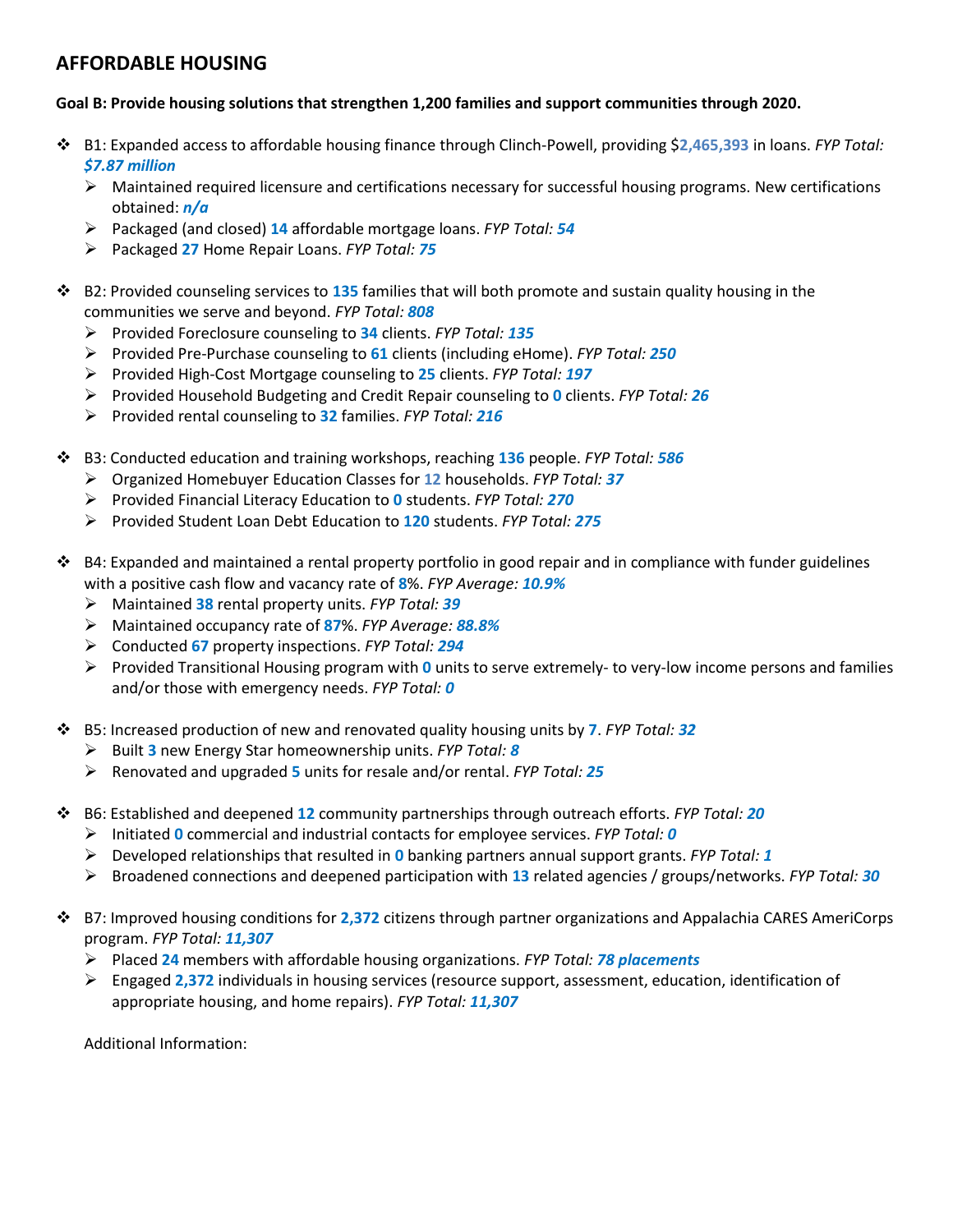## AFFORDABLE HOUSING

**Goal B: Provide housing solutions that strengthen 1,200 families and support communities through 2020.**

- B1: Expanded access to affordable housing finance through Clinch-Powell, providing $**2,465,393** in loans. *FYP Total: **$7.87 million***
  - Maintained required licensure and certifications necessary for successful housing programs. New certifications obtained: ***n/a***
  - Packaged (and closed) **14** affordable mortgage loans. *FYP Total: **54***
  - Packaged **27** Home Repair Loans. *FYP Total: **75***

- B2: Provided counseling services to **135** families that will both promote and sustain quality housing in the communities we serve and beyond. *FYP Total: **808***
  - Provided Foreclosure counseling to **34** clients. *FYP Total: **135***
  - Provided Pre-Purchase counseling to **61** clients (including eHome). *FYP Total: **250***
  - Provided High-Cost Mortgage counseling to **25** clients. *FYP Total: **197***
  - Provided Household Budgeting and Credit Repair counseling to **0** clients. *FYP Total: **26***
  - Provided rental counseling to **32** families. *FYP Total: **216***

- B3: Conducted education and training workshops, reaching **136** people. *FYP Total: **586***
  - Organized Homebuyer Education Classes for **12** households. *FYP Total: **37***
  - Provided Financial Literacy Education to **0** students. *FYP Total: **270***
  - Provided Student Loan Debt Education to **120** students. *FYP Total: **275***

- B4: Expanded and maintained a rental property portfolio in good repair and in compliance with funder guidelines with a positive cash flow and vacancy rate of **8**%. *FYP Average: **10.9%***
  - Maintained **38** rental property units. *FYP Total: **39***
  - Maintained occupancy rate of **87**%. *FYP Average: **88.8%***
  - Conducted **67** property inspections. *FYP Total: **294***
  - Provided Transitional Housing program with **0** units to serve extremely- to very-low income persons and families and/or those with emergency needs. *FYP Total: **0***

- B5: Increased production of new and renovated quality housing units by **7**. *FYP Total: **32***
  - Built **3** new Energy Star homeownership units. *FYP Total: **8***
  - Renovated and upgraded **5** units for resale and/or rental. *FYP Total: **25***

- B6: Established and deepened **12** community partnerships through outreach efforts. *FYP Total: **20***
  - Initiated **0** commercial and industrial contacts for employee services. *FYP Total: **0***
  - Developed relationships that resulted in **0** banking partners annual support grants. *FYP Total: **1***
  - Broadened connections and deepened participation with **13** related agencies / groups/networks. *FYP Total: **30***

- B7: Improved housing conditions for **2,372** citizens through partner organizations and Appalachia CARES AmeriCorps program. *FYP Total: **11,307***
  - Placed **24** members with affordable housing organizations. *FYP Total: **78 placements***
  - Engaged **2,372** individuals in housing services (resource support, assessment, education, identification of appropriate housing, and home repairs). *FYP Total: **11,307***

Additional Information: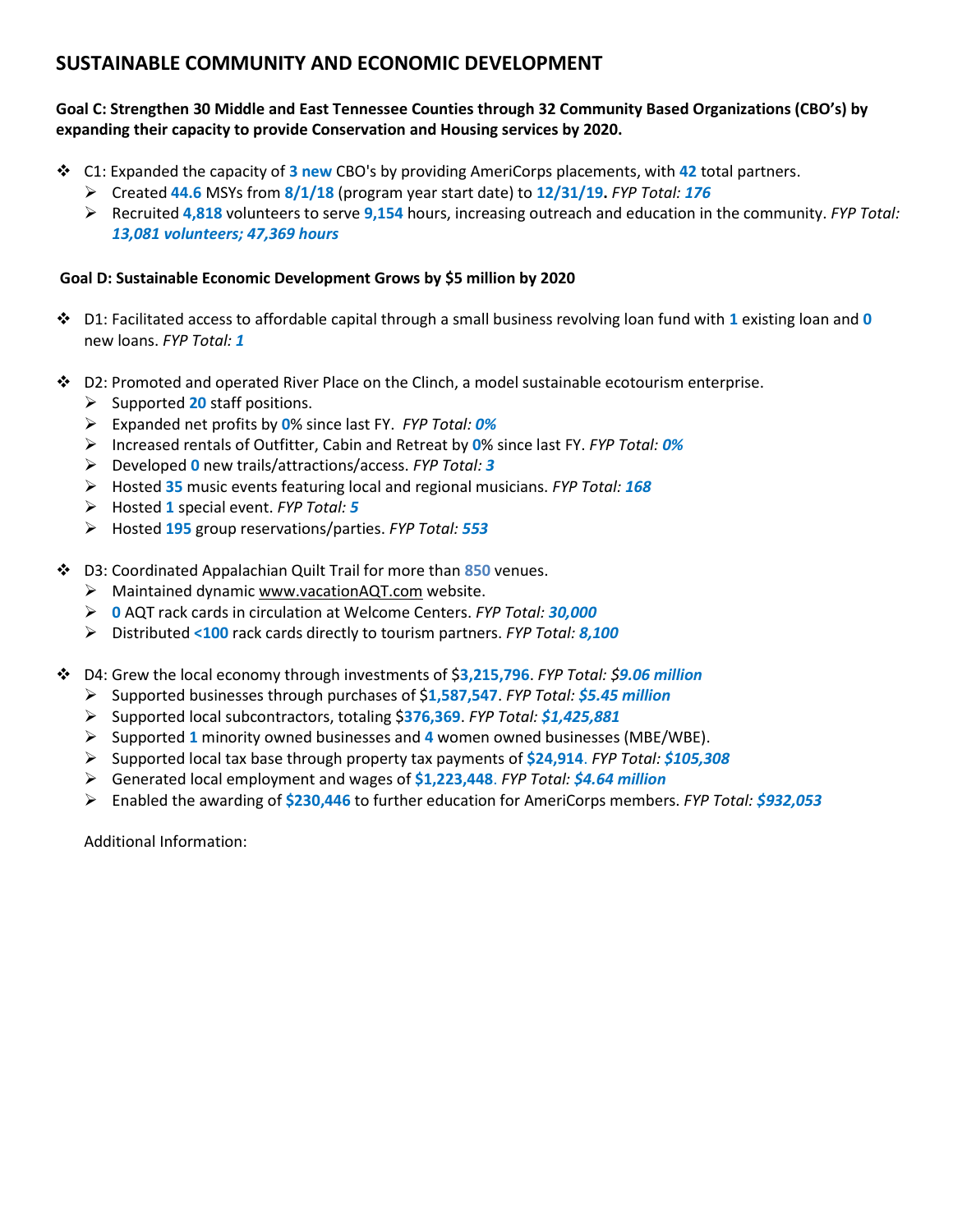## SUSTAINABLE COMMUNITY AND ECONOMIC DEVELOPMENT

**Goal C: Strengthen 30 Middle and East Tennessee Counties through 32 Community Based Organizations (CBO's) by expanding their capacity to provide Conservation and Housing services by 2020.**

- C1: Expanded the capacity of **3 new** CBO's by providing AmeriCorps placements, with **42** total partners.
  - Created **44.6** MSYs from **8/1/18** (program year start date) to **12/31/19.** *FYP Total: 176*
  - Recruited **4,818** volunteers to serve **9,154** hours, increasing outreach and education in the community. *FYP Total: 13,081 volunteers; 47,369 hours*

**Goal D: Sustainable Economic Development Grows by $5 million by 2020**

- D1: Facilitated access to affordable capital through a small business revolving loan fund with **1** existing loan and **0** new loans. *FYP Total: 1*

- D2: Promoted and operated River Place on the Clinch, a model sustainable ecotourism enterprise.
  - Supported **20** staff positions.
  - Expanded net profits by **0**% since last FY. *FYP Total: 0%*
  - Increased rentals of Outfitter, Cabin and Retreat by **0**% since last FY. *FYP Total: 0%*
  - Developed **0** new trails/attractions/access. *FYP Total: 3*
  - Hosted **35** music events featuring local and regional musicians. *FYP Total: 168*
  - Hosted **1** special event. *FYP Total: 5*
  - Hosted **195** group reservations/parties. *FYP Total: 553*

- D3: Coordinated Appalachian Quilt Trail for more than **850** venues.
  - Maintained dynamic www.vacationAQT.com website.
  - **0** AQT rack cards in circulation at Welcome Centers. *FYP Total: 30,000*
  - Distributed **<100** rack cards directly to tourism partners. *FYP Total: 8,100*

- D4: Grew the local economy through investments of $**3,215,796**. *FYP Total: $9.06 million*
  - Supported businesses through purchases of $**1,587,547**. *FYP Total: $5.45 million*
  - Supported local subcontractors, totaling $**376,369**. *FYP Total: $1,425,881*
  - Supported **1** minority owned businesses and **4** women owned businesses (MBE/WBE).
  - Supported local tax base through property tax payments of **$24,914**. *FYP Total: $105,308*
  - Generated local employment and wages of **$1,223,448**. *FYP Total: $4.64 million*
  - Enabled the awarding of **$230,446** to further education for AmeriCorps members. *FYP Total: $932,053*

Additional Information: